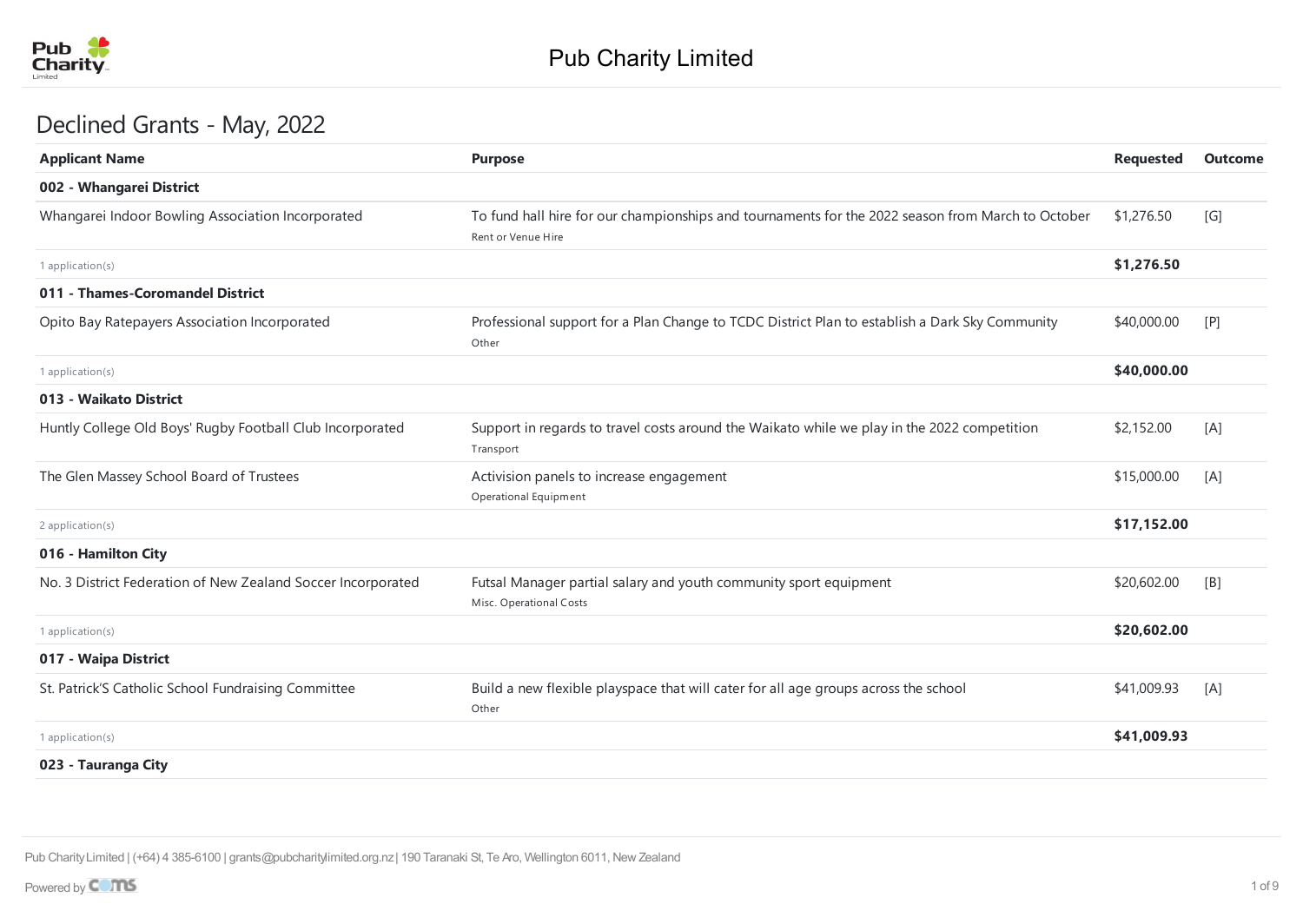# Pub Charity Limited

## Declined Grants - May, 2022

| Applicant Name | Purpose | Requested | Outcome |
| --- | --- | --- | --- |
| **002 - Whangarei District** | | | |
| Whangarei Indoor Bowling Association Incorporated | To fund hall hire for our championships and tournaments for the 2022 season from March to October<br>Rent or Venue Hire | $1,276.50 | [G] |
| 1 application(s) | | **$1,276.50** | |
| **011 - Thames-Coromandel District** | | | |
| Opito Bay Ratepayers Association Incorporated | Professional support for a Plan Change to TCDC District Plan to establish a Dark Sky Community<br>Other | $40,000.00 | [P] |
| 1 application(s) | | **$40,000.00** | |
| **013 - Waikato District** | | | |
| Huntly College Old Boys' Rugby Football Club Incorporated | Support in regards to travel costs around the Waikato while we play in the 2022 competition<br>Transport | $2,152.00 | [A] |
| The Glen Massey School Board of Trustees | Activision panels to increase engagement<br>Operational Equipment | $15,000.00 | [A] |
| 2 application(s) | | **$17,152.00** | |
| **016 - Hamilton City** | | | |
| No. 3 District Federation of New Zealand Soccer Incorporated | Futsal Manager partial salary and youth community sport equipment<br>Misc. Operational Costs | $20,602.00 | [B] |
| 1 application(s) | | **$20,602.00** | |
| **017 - Waipa District** | | | |
| St. Patrick'S Catholic School Fundraising Committee | Build a new flexible playspace that will cater for all age groups across the school<br>Other | $41,009.93 | [A] |
| 1 application(s) | | **$41,009.93** | |
| **023 - Tauranga City** | | | |

Pub Charity Limited | (+64) 4 385-6100 | grants@pubcharitylimited.org.nz | 190 Taranaki St, Te Aro, Wellington 6011, New Zealand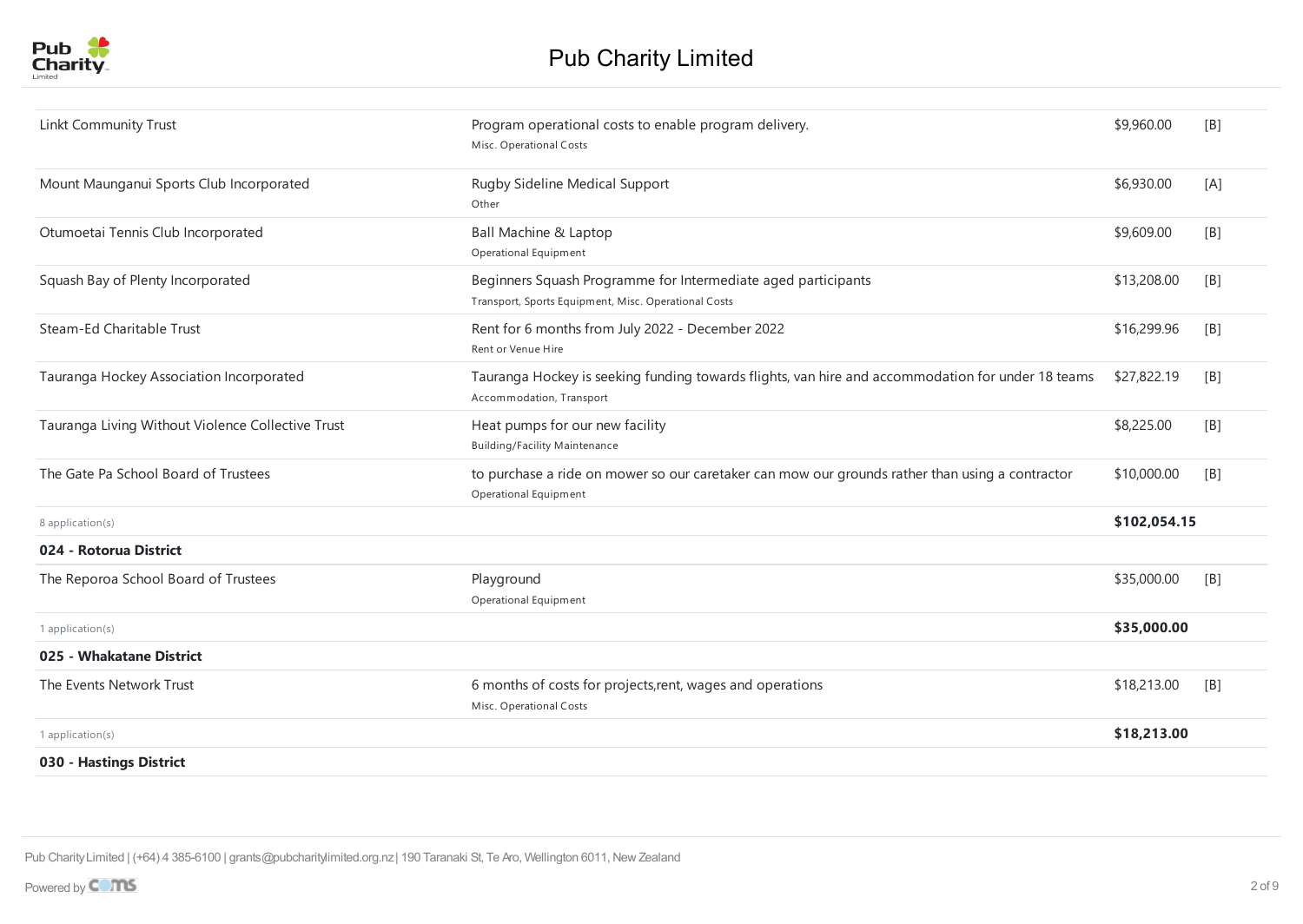# Pub Charity Limited

| Organisation | Purpose | Amount | |
|---|---|---|---|
| Linkt Community Trust | Program operational costs to enable program delivery.<br>Misc. Operational Costs | $9,960.00 | [B] |
| Mount Maunganui Sports Club Incorporated | Rugby Sideline Medical Support<br>Other | $6,930.00 | [A] |
| Otumoetai Tennis Club Incorporated | Ball Machine & Laptop<br>Operational Equipment | $9,609.00 | [B] |
| Squash Bay of Plenty Incorporated | Beginners Squash Programme for Intermediate aged participants<br>Transport, Sports Equipment, Misc. Operational Costs | $13,208.00 | [B] |
| Steam-Ed Charitable Trust | Rent for 6 months from July 2022 - December 2022<br>Rent or Venue Hire | $16,299.96 | [B] |
| Tauranga Hockey Association Incorporated | Tauranga Hockey is seeking funding towards flights, van hire and accommodation for under 18 teams<br>Accommodation, Transport | $27,822.19 | [B] |
| Tauranga Living Without Violence Collective Trust | Heat pumps for our new facility<br>Building/Facility Maintenance | $8,225.00 | [B] |
| The Gate Pa School Board of Trustees | to purchase a ride on mower so our caretaker can mow our grounds rather than using a contractor<br>Operational Equipment | $10,000.00 | [B] |
| 8 application(s) | | **$102,054.15** | |
| **024 - Rotorua District** | | | |
| The Reporoa School Board of Trustees | Playground<br>Operational Equipment | $35,000.00 | [B] |
| 1 application(s) | | **$35,000.00** | |
| **025 - Whakatane District** | | | |
| The Events Network Trust | 6 months of costs for projects,rent, wages and operations<br>Misc. Operational Costs | $18,213.00 | [B] |
| 1 application(s) | | **$18,213.00** | |
| **030 - Hastings District** | | | |

Pub Charity Limited | (+64) 4 385-6100 | grants@pubcharitylimited.org.nz | 190 Taranaki St, Te Aro, Wellington 6011, New Zealand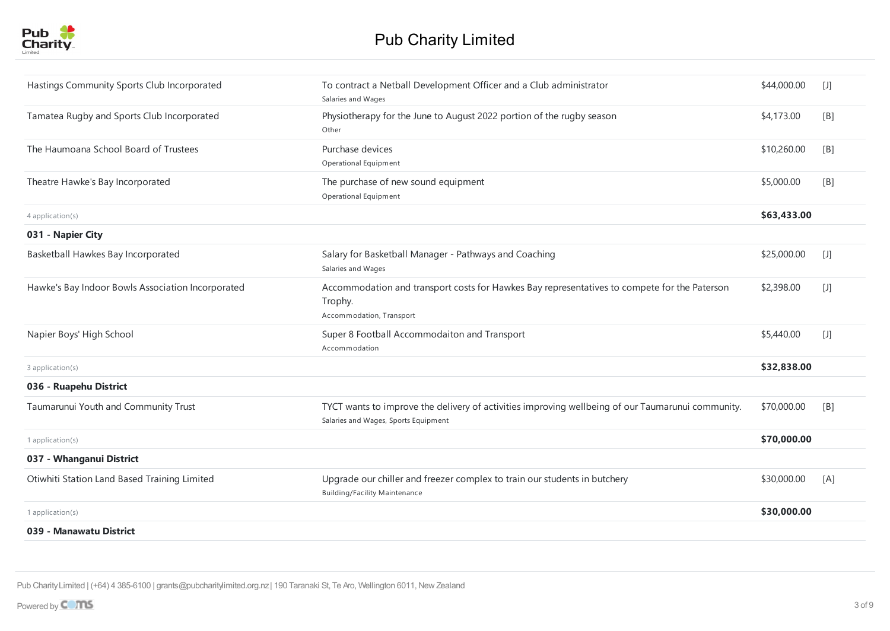# Pub Charity Limited

| | | | |
|---|---|---|---|
| Hastings Community Sports Club Incorporated | To contract a Netball Development Officer and a Club administrator<br>Salaries and Wages | $44,000.00 | [J] |
| Tamatea Rugby and Sports Club Incorporated | Physiotherapy for the June to August 2022 portion of the rugby season<br>Other | $4,173.00 | [B] |
| The Haumoana School Board of Trustees | Purchase devices<br>Operational Equipment | $10,260.00 | [B] |
| Theatre Hawke's Bay Incorporated | The purchase of new sound equipment<br>Operational Equipment | $5,000.00 | [B] |
| 4 application(s) | | **$63,433.00** | |
| **031 - Napier City** | | | |
| Basketball Hawkes Bay Incorporated | Salary for Basketball Manager - Pathways and Coaching<br>Salaries and Wages | $25,000.00 | [J] |
| Hawke's Bay Indoor Bowls Association Incorporated | Accommodation and transport costs for Hawkes Bay representatives to compete for the Paterson Trophy.<br>Accommodation, Transport | $2,398.00 | [J] |
| Napier Boys' High School | Super 8 Football Accommodaiton and Transport<br>Accommodation | $5,440.00 | [J] |
| 3 application(s) | | **$32,838.00** | |
| **036 - Ruapehu District** | | | |
| Taumarunui Youth and Community Trust | TYCT wants to improve the delivery of activities improving wellbeing of our Taumarunui community.<br>Salaries and Wages, Sports Equipment | $70,000.00 | [B] |
| 1 application(s) | | **$70,000.00** | |
| **037 - Whanganui District** | | | |
| Otiwhiti Station Land Based Training Limited | Upgrade our chiller and freezer complex to train our students in butchery<br>Building/Facility Maintenance | $30,000.00 | [A] |
| 1 application(s) | | **$30,000.00** | |
| **039 - Manawatu District** | | | |

Pub Charity Limited | (+64) 4 385-6100 | grants@pubcharitylimited.org.nz | 190 Taranaki St, Te Aro, Wellington 6011, New Zealand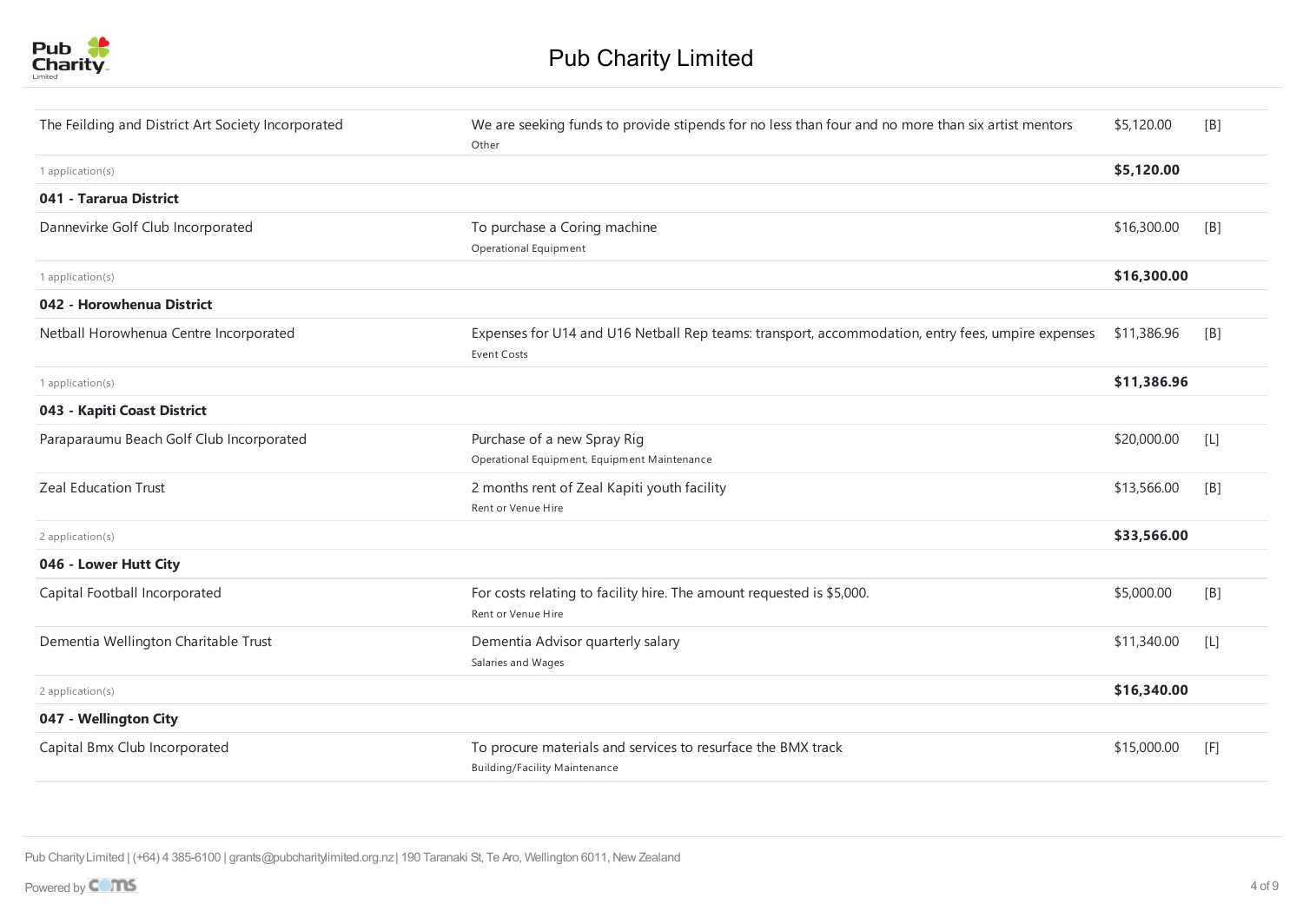# Pub Charity Limited

| Organisation | Purpose | Amount | |
|---|---|---|---|
| The Feilding and District Art Society Incorporated | We are seeking funds to provide stipends for no less than four and no more than six artist mentors<br>Other | $5,120.00 | [B] |
| 1 application(s) | | **$5,120.00** | |
| **041 - Tararua District** | | | |
| Dannevirke Golf Club Incorporated | To purchase a Coring machine<br>Operational Equipment | $16,300.00 | [B] |
| 1 application(s) | | **$16,300.00** | |
| **042 - Horowhenua District** | | | |
| Netball Horowhenua Centre Incorporated | Expenses for U14 and U16 Netball Rep teams: transport, accommodation, entry fees, umpire expenses<br>Event Costs | $11,386.96 | [B] |
| 1 application(s) | | **$11,386.96** | |
| **043 - Kapiti Coast District** | | | |
| Paraparaumu Beach Golf Club Incorporated | Purchase of a new Spray Rig<br>Operational Equipment, Equipment Maintenance | $20,000.00 | [L] |
| Zeal Education Trust | 2 months rent of Zeal Kapiti youth facility<br>Rent or Venue Hire | $13,566.00 | [B] |
| 2 application(s) | | **$33,566.00** | |
| **046 - Lower Hutt City** | | | |
| Capital Football Incorporated | For costs relating to facility hire. The amount requested is $5,000.<br>Rent or Venue Hire | $5,000.00 | [B] |
| Dementia Wellington Charitable Trust | Dementia Advisor quarterly salary<br>Salaries and Wages | $11,340.00 | [L] |
| 2 application(s) | | **$16,340.00** | |
| **047 - Wellington City** | | | |
| Capital Bmx Club Incorporated | To procure materials and services to resurface the BMX track<br>Building/Facility Maintenance | $15,000.00 | [F] |

Pub Charity Limited | (+64) 4 385-6100 | grants@pubcharitylimited.org.nz | 190 Taranaki St, Te Aro, Wellington 6011, New Zealand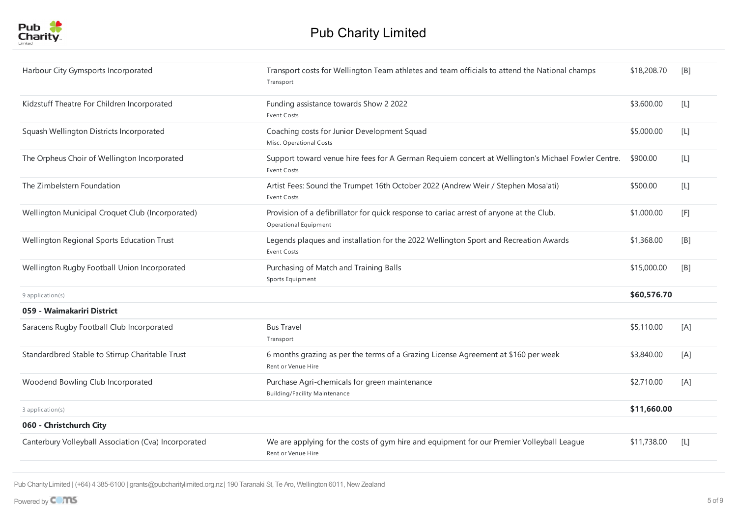| Organisation | Purpose | Amount | |
|---|---|---|---|
| Harbour City Gymsports Incorporated | Transport costs for Wellington Team athletes and team officials to attend the National champs<br>Transport | $18,208.70 | [B] |
| Kidzstuff Theatre For Children Incorporated | Funding assistance towards Show 2 2022<br>Event Costs | $3,600.00 | [L] |
| Squash Wellington Districts Incorporated | Coaching costs for Junior Development Squad<br>Misc. Operational Costs | $5,000.00 | [L] |
| The Orpheus Choir of Wellington Incorporated | Support toward venue hire fees for A German Requiem concert at Wellington's Michael Fowler Centre.<br>Event Costs | $900.00 | [L] |
| The Zimbelstern Foundation | Artist Fees: Sound the Trumpet 16th October 2022 (Andrew Weir / Stephen Mosa'ati)<br>Event Costs | $500.00 | [L] |
| Wellington Municipal Croquet Club (Incorporated) | Provision of a defibrillator for quick response to cariac arrest of anyone at the Club.<br>Operational Equipment | $1,000.00 | [F] |
| Wellington Regional Sports Education Trust | Legends plaques and installation for the 2022 Wellington Sport and Recreation Awards<br>Event Costs | $1,368.00 | [B] |
| Wellington Rugby Football Union Incorporated | Purchasing of Match and Training Balls<br>Sports Equipment | $15,000.00 | [B] |
| 9 application(s) | | **$60,576.70** | |

**059 - Waimakariri District**

| Organisation | Purpose | Amount | |
|---|---|---|---|
| Saracens Rugby Football Club Incorporated | Bus Travel<br>Transport | $5,110.00 | [A] |
| Standardbred Stable to Stirrup Charitable Trust | 6 months grazing as per the terms of a Grazing License Agreement at $160 per week<br>Rent or Venue Hire | $3,840.00 | [A] |
| Woodend Bowling Club Incorporated | Purchase Agri-chemicals for green maintenance<br>Building/Facility Maintenance | $2,710.00 | [A] |
| 3 application(s) | | **$11,660.00** | |

**060 - Christchurch City**

| Organisation | Purpose | Amount | |
|---|---|---|---|
| Canterbury Volleyball Association (Cva) Incorporated | We are applying for the costs of gym hire and equipment for our Premier Volleyball League<br>Rent or Venue Hire | $11,738.00 | [L] |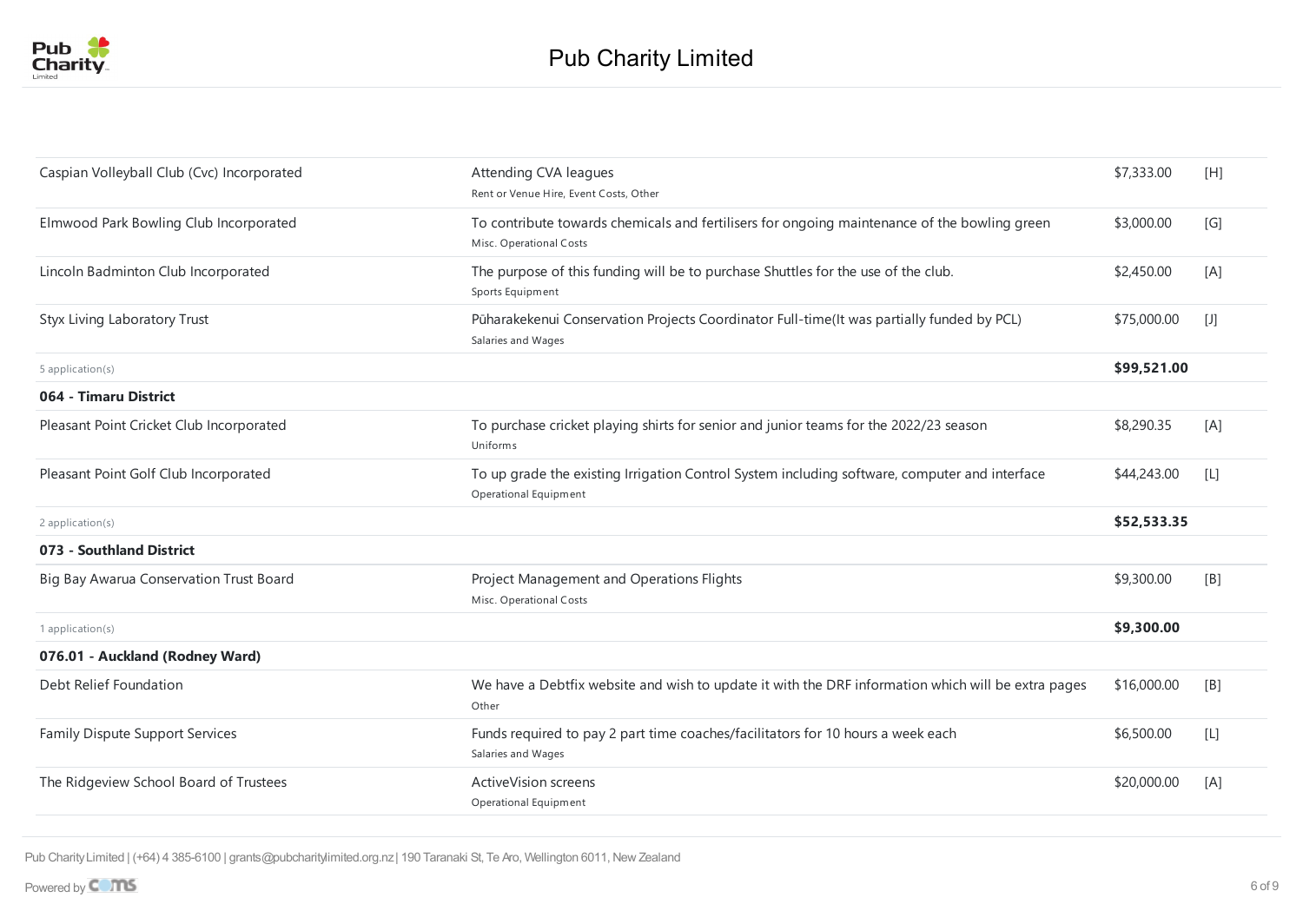| | | | |
|---|---|---|---|
| Caspian Volleyball Club (Cvc) Incorporated | Attending CVA leagues<br>Rent or Venue Hire, Event Costs, Other | $7,333.00 | [H] |
| Elmwood Park Bowling Club Incorporated | To contribute towards chemicals and fertilisers for ongoing maintenance of the bowling green<br>Misc. Operational Costs | $3,000.00 | [G] |
| Lincoln Badminton Club Incorporated | The purpose of this funding will be to purchase Shuttles for the use of the club.<br>Sports Equipment | $2,450.00 | [A] |
| Styx Living Laboratory Trust | Pūharakekenui Conservation Projects Coordinator Full-time(It was partially funded by PCL)<br>Salaries and Wages | $75,000.00 | [J] |
| 5 application(s) | | **$99,521.00** | |
| **064 - Timaru District** | | | |
| Pleasant Point Cricket Club Incorporated | To purchase cricket playing shirts for senior and junior teams for the 2022/23 season<br>Uniforms | $8,290.35 | [A] |
| Pleasant Point Golf Club Incorporated | To up grade the existing Irrigation Control System including software, computer and interface<br>Operational Equipment | $44,243.00 | [L] |
| 2 application(s) | | **$52,533.35** | |
| **073 - Southland District** | | | |
| Big Bay Awarua Conservation Trust Board | Project Management and Operations Flights<br>Misc. Operational Costs | $9,300.00 | [B] |
| 1 application(s) | | **$9,300.00** | |
| **076.01 - Auckland (Rodney Ward)** | | | |
| Debt Relief Foundation | We have a Debtfix website and wish to update it with the DRF information which will be extra pages<br>Other | $16,000.00 | [B] |
| Family Dispute Support Services | Funds required to pay 2 part time coaches/facilitators for 10 hours a week each<br>Salaries and Wages | $6,500.00 | [L] |
| The Ridgeview School Board of Trustees | ActiveVision screens<br>Operational Equipment | $20,000.00 | [A] |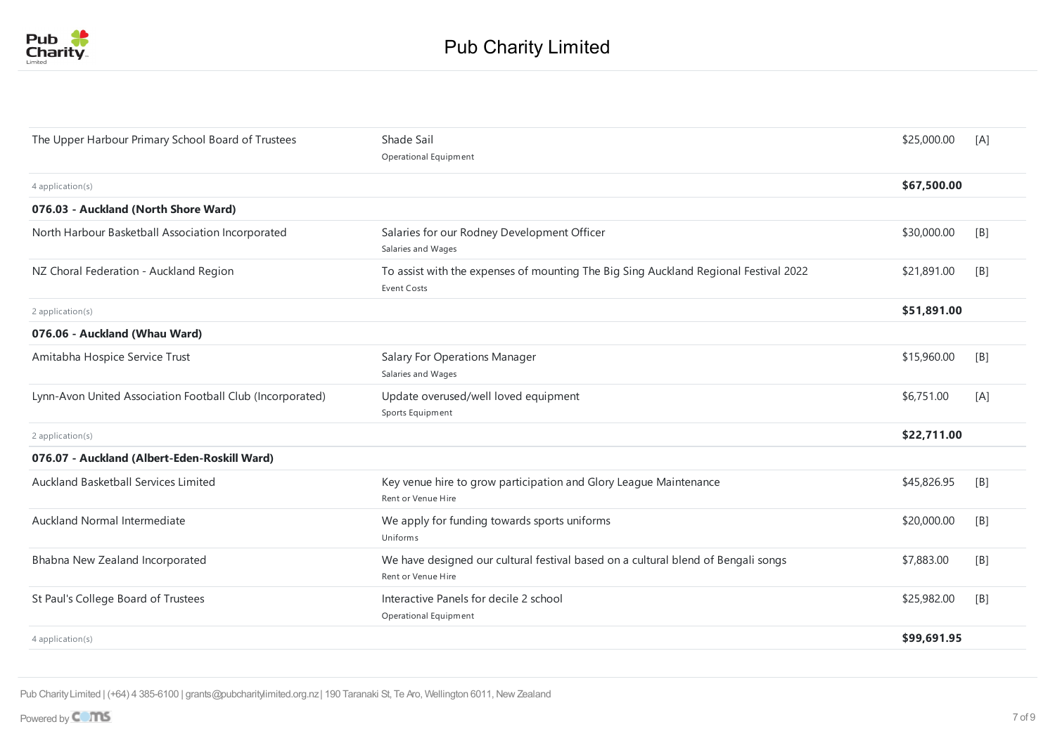| | | | |
|---|---|---|---|
| The Upper Harbour Primary School Board of Trustees | Shade Sail<br>Operational Equipment | $25,000.00 | [A] |
| 4 application(s) | | **$67,500.00** | |
| **076.03 - Auckland (North Shore Ward)** | | | |
| North Harbour Basketball Association Incorporated | Salaries for our Rodney Development Officer<br>Salaries and Wages | $30,000.00 | [B] |
| NZ Choral Federation - Auckland Region | To assist with the expenses of mounting The Big Sing Auckland Regional Festival 2022<br>Event Costs | $21,891.00 | [B] |
| 2 application(s) | | **$51,891.00** | |
| **076.06 - Auckland (Whau Ward)** | | | |
| Amitabha Hospice Service Trust | Salary For Operations Manager<br>Salaries and Wages | $15,960.00 | [B] |
| Lynn-Avon United Association Football Club (Incorporated) | Update overused/well loved equipment<br>Sports Equipment | $6,751.00 | [A] |
| 2 application(s) | | **$22,711.00** | |
| **076.07 - Auckland (Albert-Eden-Roskill Ward)** | | | |
| Auckland Basketball Services Limited | Key venue hire to grow participation and Glory League Maintenance<br>Rent or Venue Hire | $45,826.95 | [B] |
| Auckland Normal Intermediate | We apply for funding towards sports uniforms<br>Uniforms | $20,000.00 | [B] |
| Bhabna New Zealand Incorporated | We have designed our cultural festival based on a cultural blend of Bengali songs<br>Rent or Venue Hire | $7,883.00 | [B] |
| St Paul's College Board of Trustees | Interactive Panels for decile 2 school<br>Operational Equipment | $25,982.00 | [B] |
| 4 application(s) | | **$99,691.95** | |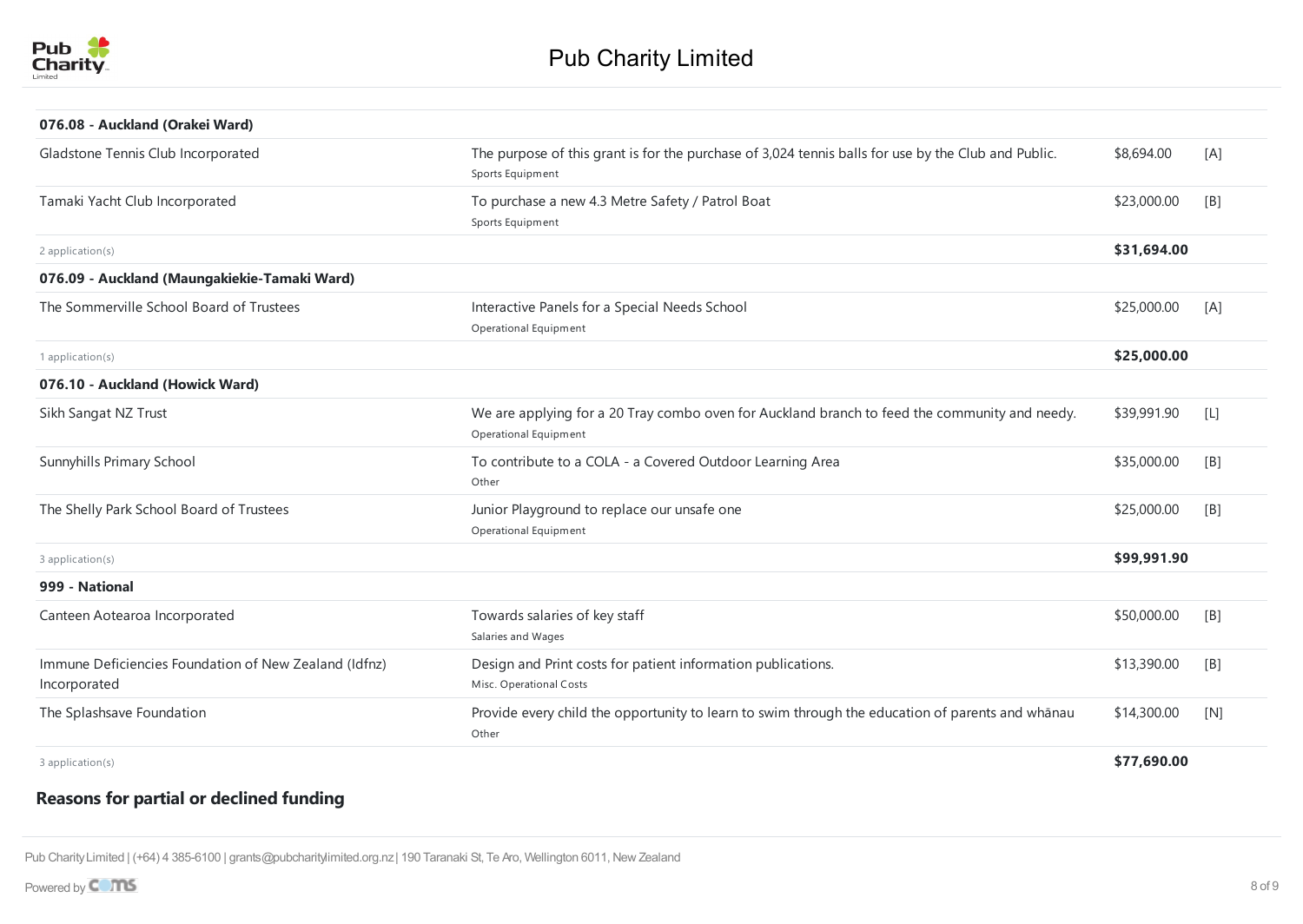# Pub Charity Limited

| | | | |
|---|---|---|---|
| **076.08 - Auckland (Orakei Ward)** | | | |
| Gladstone Tennis Club Incorporated | The purpose of this grant is for the purchase of 3,024 tennis balls for use by the Club and Public.<br>Sports Equipment | $8,694.00 | [A] |
| Tamaki Yacht Club Incorporated | To purchase a new 4.3 Metre Safety / Patrol Boat<br>Sports Equipment | $23,000.00 | [B] |
| 2 application(s) | | **$31,694.00** | |
| **076.09 - Auckland (Maungakiekie-Tamaki Ward)** | | | |
| The Sommerville School Board of Trustees | Interactive Panels for a Special Needs School<br>Operational Equipment | $25,000.00 | [A] |
| 1 application(s) | | **$25,000.00** | |
| **076.10 - Auckland (Howick Ward)** | | | |
| Sikh Sangat NZ Trust | We are applying for a 20 Tray combo oven for Auckland branch to feed the community and needy.<br>Operational Equipment | $39,991.90 | [L] |
| Sunnyhills Primary School | To contribute to a COLA - a Covered Outdoor Learning Area<br>Other | $35,000.00 | [B] |
| The Shelly Park School Board of Trustees | Junior Playground to replace our unsafe one<br>Operational Equipment | $25,000.00 | [B] |
| 3 application(s) | | **$99,991.90** | |
| **999 - National** | | | |
| Canteen Aotearoa Incorporated | Towards salaries of key staff<br>Salaries and Wages | $50,000.00 | [B] |
| Immune Deficiencies Foundation of New Zealand (Idfnz) Incorporated | Design and Print costs for patient information publications.<br>Misc. Operational Costs | $13,390.00 | [B] |
| The Splashsave Foundation | Provide every child the opportunity to learn to swim through the education of parents and whānau<br>Other | $14,300.00 | [N] |
| 3 application(s) | | **$77,690.00** | |

## Reasons for partial or declined funding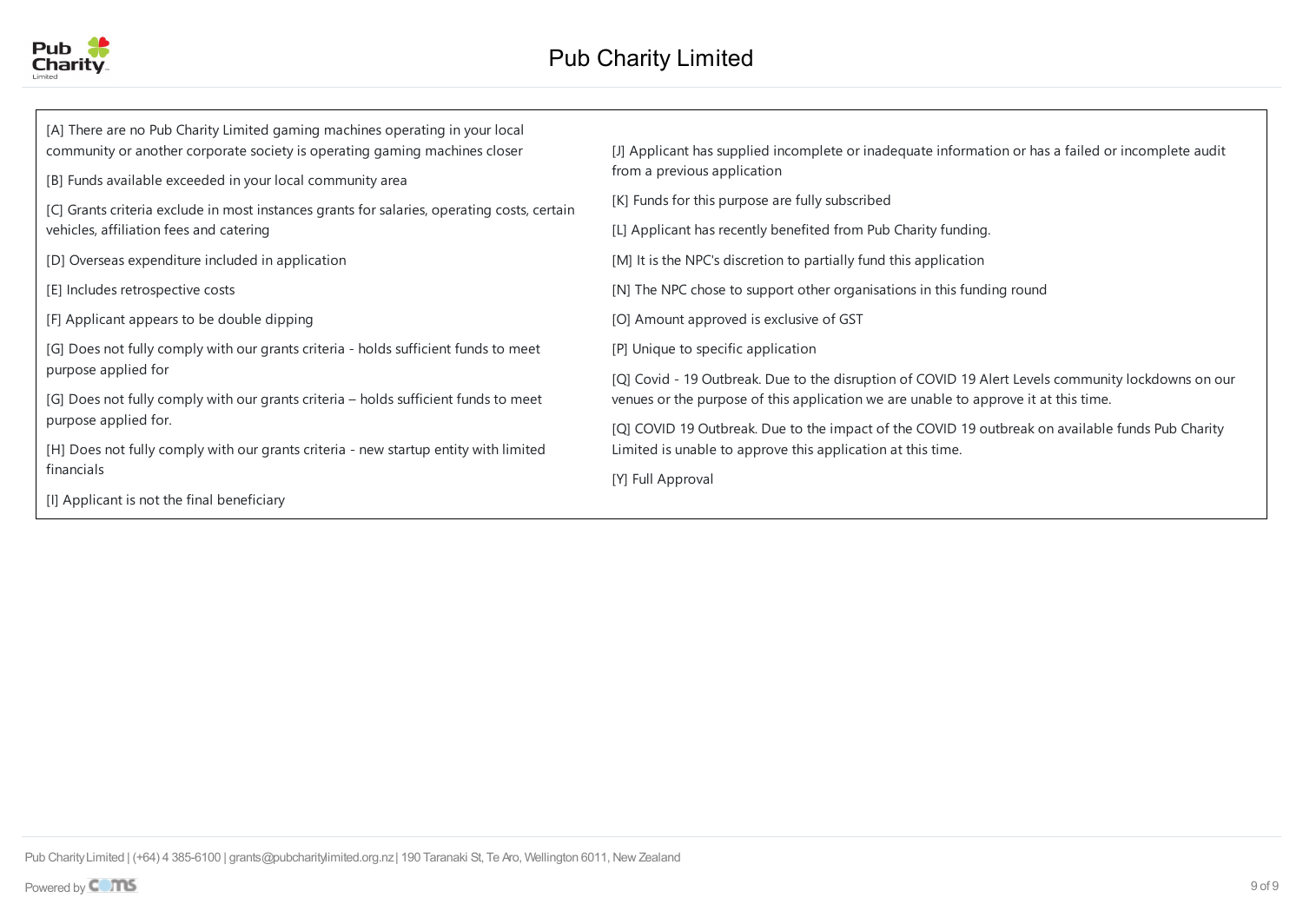[A] There are no Pub Charity Limited gaming machines operating in your local community or another corporate society is operating gaming machines closer

[B] Funds available exceeded in your local community area

[C] Grants criteria exclude in most instances grants for salaries, operating costs, certain vehicles, affiliation fees and catering

[D] Overseas expenditure included in application

[E] Includes retrospective costs

[F] Applicant appears to be double dipping

[G] Does not fully comply with our grants criteria - holds sufficient funds to meet purpose applied for

[G] Does not fully comply with our grants criteria – holds sufficient funds to meet purpose applied for.

[H] Does not fully comply with our grants criteria - new startup entity with limited financials

[I] Applicant is not the final beneficiary

[J] Applicant has supplied incomplete or inadequate information or has a failed or incomplete audit from a previous application

[K] Funds for this purpose are fully subscribed

[L] Applicant has recently benefited from Pub Charity funding.

[M] It is the NPC's discretion to partially fund this application

[N] The NPC chose to support other organisations in this funding round

[O] Amount approved is exclusive of GST

[P] Unique to specific application

[Q] Covid - 19 Outbreak. Due to the disruption of COVID 19 Alert Levels community lockdowns on our venues or the purpose of this application we are unable to approve it at this time.

[Q] COVID 19 Outbreak. Due to the impact of the COVID 19 outbreak on available funds Pub Charity Limited is unable to approve this application at this time.

[Y] Full Approval